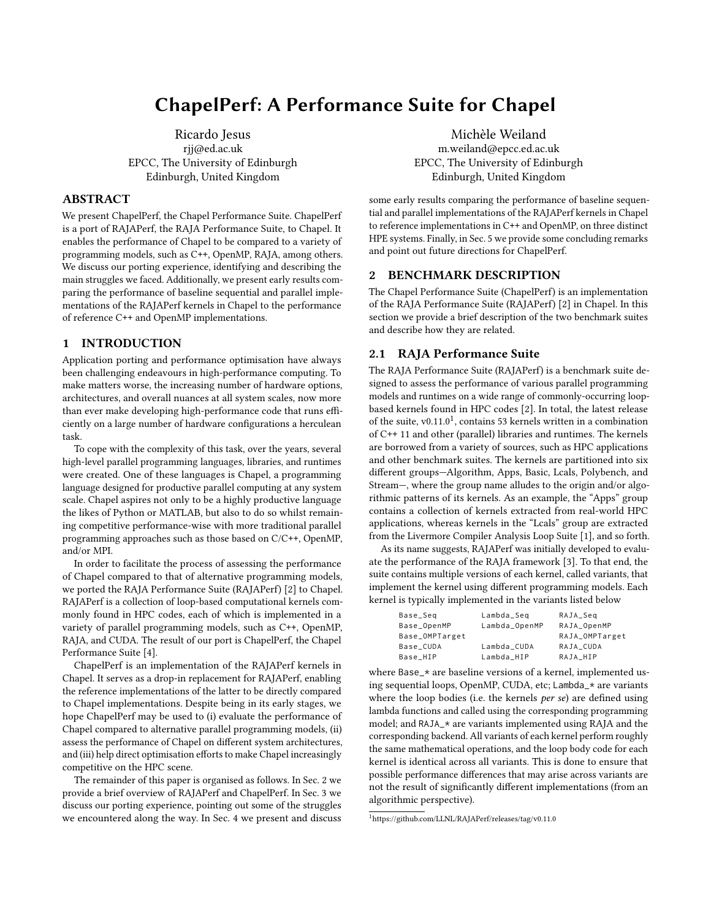# ChapelPerf: A Performance Suite for Chapel

Ricardo Jesus
rjj@ed.ac.uk
EPCC, The University of Edinburgh
Edinburgh, United Kingdom

Michèle Weiland
m.weiland@epcc.ed.ac.uk
EPCC, The University of Edinburgh
Edinburgh, United Kingdom

## ABSTRACT

We present ChapelPerf, the Chapel Performance Suite. ChapelPerf is a port of RAJAPerf, the RAJA Performance Suite, to Chapel. It enables the performance of Chapel to be compared to a variety of programming models, such as C++, OpenMP, RAJA, among others. We discuss our porting experience, identifying and describing the main struggles we faced. Additionally, we present early results comparing the performance of baseline sequential and parallel implementations of the RAJAPerf kernels in Chapel to the performance of reference C++ and OpenMP implementations.

## 1 INTRODUCTION

Application porting and performance optimisation have always been challenging endeavours in high-performance computing. To make matters worse, the increasing number of hardware options, architectures, and overall nuances at all system scales, now more than ever make developing high-performance code that runs efficiently on a large number of hardware configurations a herculean task.

To cope with the complexity of this task, over the years, several high-level parallel programming languages, libraries, and runtimes were created. One of these languages is Chapel, a programming language designed for productive parallel computing at any system scale. Chapel aspires not only to be a highly productive language the likes of Python or MATLAB, but also to do so whilst remaining competitive performance-wise with more traditional parallel programming approaches such as those based on C/C++, OpenMP, and/or MPI.

In order to facilitate the process of assessing the performance of Chapel compared to that of alternative programming models, we ported the RAJA Performance Suite (RAJAPerf) [2] to Chapel. RAJAPerf is a collection of loop-based computational kernels commonly found in HPC codes, each of which is implemented in a variety of parallel programming models, such as C++, OpenMP, RAJA, and CUDA. The result of our port is ChapelPerf, the Chapel Performance Suite [4].

ChapelPerf is an implementation of the RAJAPerf kernels in Chapel. It serves as a drop-in replacement for RAJAPerf, enabling the reference implementations of the latter to be directly compared to Chapel implementations. Despite being in its early stages, we hope ChapelPerf may be used to (i) evaluate the performance of Chapel compared to alternative parallel programming models, (ii) assess the performance of Chapel on different system architectures, and (iii) help direct optimisation efforts to make Chapel increasingly competitive on the HPC scene.

The remainder of this paper is organised as follows. In Sec. 2 we provide a brief overview of RAJAPerf and ChapelPerf. In Sec. 3 we discuss our porting experience, pointing out some of the struggles we encountered along the way. In Sec. 4 we present and discuss some early results comparing the performance of baseline sequential and parallel implementations of the RAJAPerf kernels in Chapel to reference implementations in C++ and OpenMP, on three distinct HPE systems. Finally, in Sec. 5 we provide some concluding remarks and point out future directions for ChapelPerf.

## 2 BENCHMARK DESCRIPTION

The Chapel Performance Suite (ChapelPerf) is an implementation of the RAJA Performance Suite (RAJAPerf) [2] in Chapel. In this section we provide a brief description of the two benchmark suites and describe how they are related.

### 2.1 RAJA Performance Suite

The RAJA Performance Suite (RAJAPerf) is a benchmark suite designed to assess the performance of various parallel programming models and runtimes on a wide range of commonly-occurring loop-based kernels found in HPC codes [2]. In total, the latest release of the suite, v0.11.0[1], contains 53 kernels written in a combination of C++ 11 and other (parallel) libraries and runtimes. The kernels are borrowed from a variety of sources, such as HPC applications and other benchmark suites. The kernels are partitioned into six different groups—Algorithm, Apps, Basic, Lcals, Polybench, and Stream—, where the group name alludes to the origin and/or algorithmic patterns of its kernels. As an example, the "Apps" group contains a collection of kernels extracted from real-world HPC applications, whereas kernels in the "Lcals" group are extracted from the Livermore Compiler Analysis Loop Suite [1], and so forth.

As its name suggests, RAJAPerf was initially developed to evaluate the performance of the RAJA framework [3]. To that end, the suite contains multiple versions of each kernel, called variants, that implement the kernel using different programming models. Each kernel is typically implemented in the variants listed below

```
Base_Seq          Lambda_Seq       RAJA_Seq
Base_OpenMP       Lambda_OpenMP    RAJA_OpenMP
Base_OMPTarget                     RAJA_OMPTarget
Base_CUDA         Lambda_CUDA      RAJA_CUDA
Base_HIP          Lambda_HIP       RAJA_HIP
```

where `Base_*` are baseline versions of a kernel, implemented using sequential loops, OpenMP, CUDA, etc; `Lambda_*` are variants where the loop bodies (i.e. the kernels *per se*) are defined using lambda functions and called using the corresponding programming model; and `RAJA_*` are variants implemented using RAJA and the corresponding backend. All variants of each kernel perform roughly the same mathematical operations, and the loop body code for each kernel is identical across all variants. This is done to ensure that possible performance differences that may arise across variants are not the result of significantly different implementations (from an algorithmic perspective).

[1] https://github.com/LLNL/RAJAPerf/releases/tag/v0.11.0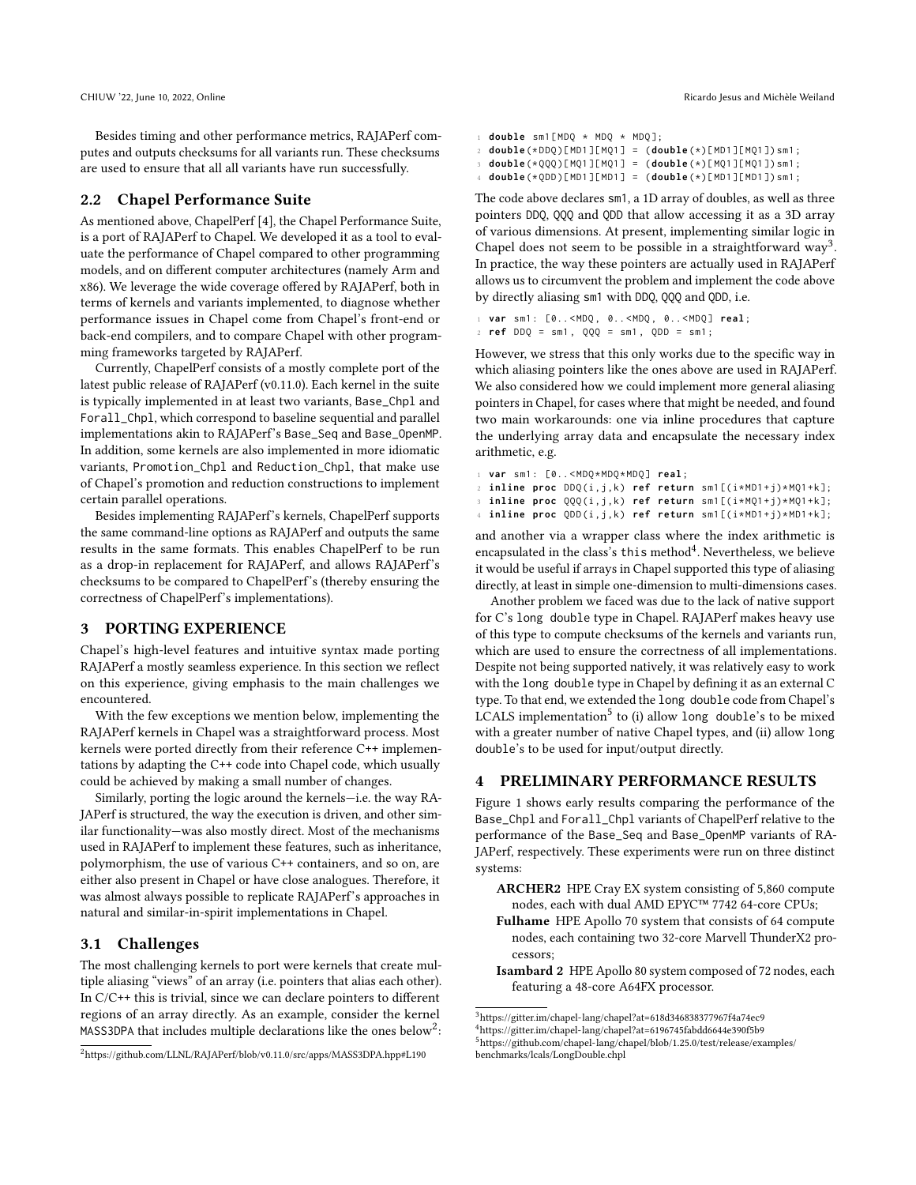Besides timing and other performance metrics, RAJAPerf computes and outputs checksums for all variants run. These checksums are used to ensure that all all variants have run successfully.

## 2.2 Chapel Performance Suite

As mentioned above, ChapelPerf [4], the Chapel Performance Suite, is a port of RAJAPerf to Chapel. We developed it as a tool to evaluate the performance of Chapel compared to other programming models, and on different computer architectures (namely Arm and x86). We leverage the wide coverage offered by RAJAPerf, both in terms of kernels and variants implemented, to diagnose whether performance issues in Chapel come from Chapel's front-end or back-end compilers, and to compare Chapel with other programming frameworks targeted by RAJAPerf.

Currently, ChapelPerf consists of a mostly complete port of the latest public release of RAJAPerf (v0.11.0). Each kernel in the suite is typically implemented in at least two variants, `Base_Chpl` and `Forall_Chpl`, which correspond to baseline sequential and parallel implementations akin to RAJAPerf's `Base_Seq` and `Base_OpenMP`. In addition, some kernels are also implemented in more idiomatic variants, `Promotion_Chpl` and `Reduction_Chpl`, that make use of Chapel's promotion and reduction constructions to implement certain parallel operations.

Besides implementing RAJAPerf's kernels, ChapelPerf supports the same command-line options as RAJAPerf and outputs the same results in the same formats. This enables ChapelPerf to be run as a drop-in replacement for RAJAPerf, and allows RAJAPerf's checksums to be compared to ChapelPerf's (thereby ensuring the correctness of ChapelPerf's implementations).

# 3 PORTING EXPERIENCE

Chapel's high-level features and intuitive syntax made porting RAJAPerf a mostly seamless experience. In this section we reflect on this experience, giving emphasis to the main challenges we encountered.

With the few exceptions we mention below, implementing the RAJAPerf kernels in Chapel was a straightforward process. Most kernels were ported directly from their reference C++ implementations by adapting the C++ code into Chapel code, which usually could be achieved by making a small number of changes.

Similarly, porting the logic around the kernels—i.e. the way RAJAPerf is structured, the way the execution is driven, and other similar functionality—was also mostly direct. Most of the mechanisms used in RAJAPerf to implement these features, such as inheritance, polymorphism, the use of various C++ containers, and so on, are either also present in Chapel or have close analogues. Therefore, it was almost always possible to replicate RAJAPerf's approaches in natural and similar-in-spirit implementations in Chapel.

## 3.1 Challenges

The most challenging kernels to port were kernels that create multiple aliasing "views" of an array (i.e. pointers that alias each other). In C/C++ this is trivial, since we can declare pointers to different regions of an array directly. As an example, consider the kernel `MASS3DPA` that includes multiple declarations like the ones below[2]:

```
double sm1[MDQ * MDQ * MDQ];
double(*DDQ)[MD1][MQ1] = (double(*)[MD1][MQ1])sm1;
double(*QQQ)[MQ1][MQ1] = (double(*)[MQ1][MQ1])sm1;
double(*QDD)[MD1][MD1] = (double(*)[MD1][MD1])sm1;
```

The code above declares `sm1`, a 1D array of doubles, as well as three pointers `DDQ`, `QQQ` and `QDD` that allow accessing it as a 3D array of various dimensions. At present, implementing similar logic in Chapel does not seem to be possible in a straightforward way[3]. In practice, the way these pointers are actually used in RAJAPerf allows us to circumvent the problem and implement the code above by directly aliasing `sm1` with `DDQ`, `QQQ` and `QDD`, i.e.

```
var sm1: [0..<MDQ, 0..<MDQ, 0..<MDQ] real;
ref DDQ = sm1, QQQ = sm1, QDD = sm1;
```

However, we stress that this only works due to the specific way in which aliasing pointers like the ones above are used in RAJAPerf. We also considered how we could implement more general aliasing pointers in Chapel, for cases where that might be needed, and found two main workarounds: one via inline procedures that capture the underlying array data and encapsulate the necessary index arithmetic, e.g.

```
var sm1: [0..<MDQ*MDQ*MDQ] real;
inline proc DDQ(i,j,k) ref return sm1[(i*MD1+j)*MQ1+k];
inline proc QQQ(i,j,k) ref return sm1[(i*MQ1+j)*MQ1+k];
inline proc QDD(i,j,k) ref return sm1[(i*MD1+j)*MD1+k];
```

and another via a wrapper class where the index arithmetic is encapsulated in the class's `this` method[4]. Nevertheless, we believe it would be useful if arrays in Chapel supported this type of aliasing directly, at least in simple one-dimension to multi-dimensions cases.

Another problem we faced was due to the lack of native support for C's `long double` type in Chapel. RAJAPerf makes heavy use of this type to compute checksums of the kernels and variants run, which are used to ensure the correctness of all implementations. Despite not being supported natively, it was relatively easy to work with the `long double` type in Chapel by defining it as an external C type. To that end, we extended the `long double` code from Chapel's LCALS implementation[5] to (i) allow `long double`'s to be mixed with a greater number of native Chapel types, and (ii) allow `long double`'s to be used for input/output directly.

# 4 PRELIMINARY PERFORMANCE RESULTS

Figure 1 shows early results comparing the performance of the `Base_Chpl` and `Forall_Chpl` variants of ChapelPerf relative to the performance of the `Base_Seq` and `Base_OpenMP` variants of RAJAPerf, respectively. These experiments were run on three distinct systems:

- **ARCHER2** HPE Cray EX system consisting of 5,860 compute nodes, each with dual AMD EPYC™ 7742 64-core CPUs;
- **Fulhame** HPE Apollo 70 system that consists of 64 compute nodes, each containing two 32-core Marvell ThunderX2 processors;
- **Isambard 2** HPE Apollo 80 system composed of 72 nodes, each featuring a 48-core A64FX processor.

---

[2] https://github.com/LLNL/RAJAPerf/blob/v0.11.0/src/apps/MASS3DPA.hpp#L190

[3] https://gitter.im/chapel-lang/chapel?at=618d346838377967f4a74ec9

[4] https://gitter.im/chapel-lang/chapel?at=6196745fabdd6644e390f5b9

[5] https://github.com/chapel-lang/chapel/blob/1.25.0/test/release/examples/benchmarks/lcals/LongDouble.chpl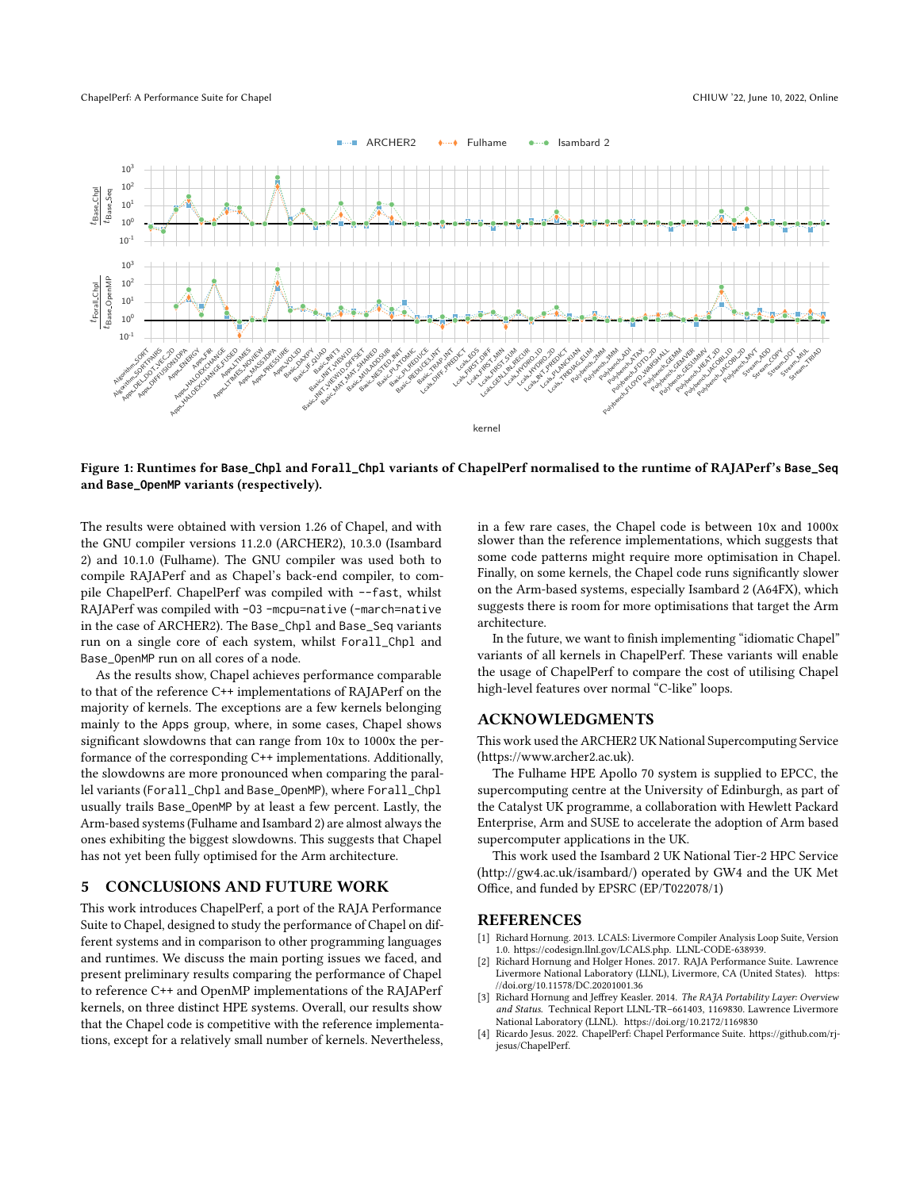ARCHER2 Fulhame Isambard 2

$10^3$
$10^2$
$10^1$
$10^0$
$10^{-1}$

$\frac{t_{Base\_Chpl}}{t_{Base\_Seq}}$

$\frac{t_{Forall\_Chpl}}{t_{Base\_OpenMP}}$

Algorithm_SORT, Algorithm_SORTPAIRS, Apps_DEL_DOT_VEC_2D, Apps_DIFFUSION3DPA, Apps_ENERGY, Apps_FIR, Apps_HALOEXCHANGE, Apps_HALOEXCHANGE_FUSED, Apps_LTIMES, Apps_LTIMES_NOVIEW, Apps_MASS3DPA, Apps_PRESSURE, Apps_VOL3D, Basic_DAXPY, Basic_IF_QUAD, Basic_INIT3, Basic_INIT_VIEW1D, Basic_INIT_VIEW1D_OFFSET, Basic_MAT_MAT_SHARED, Basic_MULADDSUB, Basic_NESTED_INIT, Basic_PI_ATOMIC, Basic_PI_REDUCE, Basic_REDUCE3_INT, Basic_TRAP_INT, Lcals_DIFF_PREDICT, Lcals_EOS, Lcals_FIRST_DIFF, Lcals_FIRST_MIN, Lcals_FIRST_SUM, Lcals_GEN_LIN_RECUR, Lcals_HYDRO_1D, Lcals_HYDRO_2D, Lcals_INT_PREDICT, Lcals_PLANCKIAN, Lcals_TRIDIAG_ELIM, Polybench_2MM, Polybench_3MM, Polybench_ADI, Polybench_ATAX, Polybench_FDTD_2D, Polybench_FLOYD_WARSHALL, Polybench_GEMM, Polybench_GEMVER, Polybench_GESUMMV, Polybench_HEAT_3D, Polybench_JACOBI_1D, Polybench_JACOBI_2D, Polybench_MVT, Stream_ADD, Stream_COPY, Stream_DOT, Stream_MUL, Stream_TRIAD

kernel

**Figure 1: Runtimes for `Base_Chpl` and `Forall_Chpl` variants of ChapelPerf normalised to the runtime of RAJAPerf's `Base_Seq` and `Base_OpenMP` variants (respectively).**

The results were obtained with version 1.26 of Chapel, and with the GNU compiler versions 11.2.0 (ARCHER2), 10.3.0 (Isambard 2) and 10.1.0 (Fulhame). The GNU compiler was used both to compile RAJAPerf and as Chapel's back-end compiler, to compile ChapelPerf. ChapelPerf was compiled with `--fast`, whilst RAJAPerf was compiled with `-O3 -mcpu=native` (`-march=native` in the case of ARCHER2). The `Base_Chpl` and `Base_Seq` variants run on a single core of each system, whilst `Forall_Chpl` and `Base_OpenMP` run on all cores of a node.

As the results show, Chapel achieves performance comparable to that of the reference C++ implementations of RAJAPerf on the majority of kernels. The exceptions are a few kernels belonging mainly to the `Apps` group, where, in some cases, Chapel shows significant slowdowns that can range from 10x to 1000x the performance of the corresponding C++ implementations. Additionally, the slowdowns are more pronounced when comparing the parallel variants (`Forall_Chpl` and `Base_OpenMP`), where `Forall_Chpl` usually trails `Base_OpenMP` by at least a few percent. Lastly, the Arm-based systems (Fulhame and Isambard 2) are almost always the ones exhibiting the biggest slowdowns. This suggests that Chapel has not yet been fully optimised for the Arm architecture.

## 5 CONCLUSIONS AND FUTURE WORK

This work introduces ChapelPerf, a port of the RAJA Performance Suite to Chapel, designed to study the performance of Chapel on different systems and in comparison to other programming languages and runtimes. We discuss the main porting issues we faced, and present preliminary results comparing the performance of Chapel to reference C++ and OpenMP implementations of the RAJAPerf kernels, on three distinct HPE systems. Overall, our results show that the Chapel code is competitive with the reference implementations, except for a relatively small number of kernels. Nevertheless, in a few rare cases, the Chapel code is between 10x and 1000x slower than the reference implementations, which suggests that some code patterns might require more optimisation in Chapel. Finally, on some kernels, the Chapel code runs significantly slower on the Arm-based systems, especially Isambard 2 (A64FX), which suggests there is room for more optimisations that target the Arm architecture.

In the future, we want to finish implementing "idiomatic Chapel" variants of all kernels in ChapelPerf. These variants will enable the usage of ChapelPerf to compare the cost of utilising Chapel high-level features over normal "C-like" loops.

## ACKNOWLEDGMENTS

This work used the ARCHER2 UK National Supercomputing Service (https://www.archer2.ac.uk).

The Fulhame HPE Apollo 70 system is supplied to EPCC, the supercomputing centre at the University of Edinburgh, as part of the Catalyst UK programme, a collaboration with Hewlett Packard Enterprise, Arm and SUSE to accelerate the adoption of Arm based supercomputer applications in the UK.

This work used the Isambard 2 UK National Tier-2 HPC Service (http://gw4.ac.uk/isambard/) operated by GW4 and the UK Met Office, and funded by EPSRC (EP/T022078/1)

## REFERENCES

[1] Richard Hornung. 2013. LCALS: Livermore Compiler Analysis Loop Suite, Version 1.0. https://codesign.llnl.gov/LCALS.php. LLNL-CODE-638939.

[2] Richard Hornung and Holger Hones. 2017. RAJA Performance Suite. Lawrence Livermore National Laboratory (LLNL), Livermore, CA (United States). https://doi.org/10.11578/DC.20201001.36

[3] Richard Hornung and Jeffrey Keasler. 2014. *The RAJA Portability Layer: Overview and Status.* Technical Report LLNL-TR–661403, 1169830. Lawrence Livermore National Laboratory (LLNL). https://doi.org/10.2172/1169830

[4] Ricardo Jesus. 2022. ChapelPerf: Chapel Performance Suite. https://github.com/rjjesus/ChapelPerf.